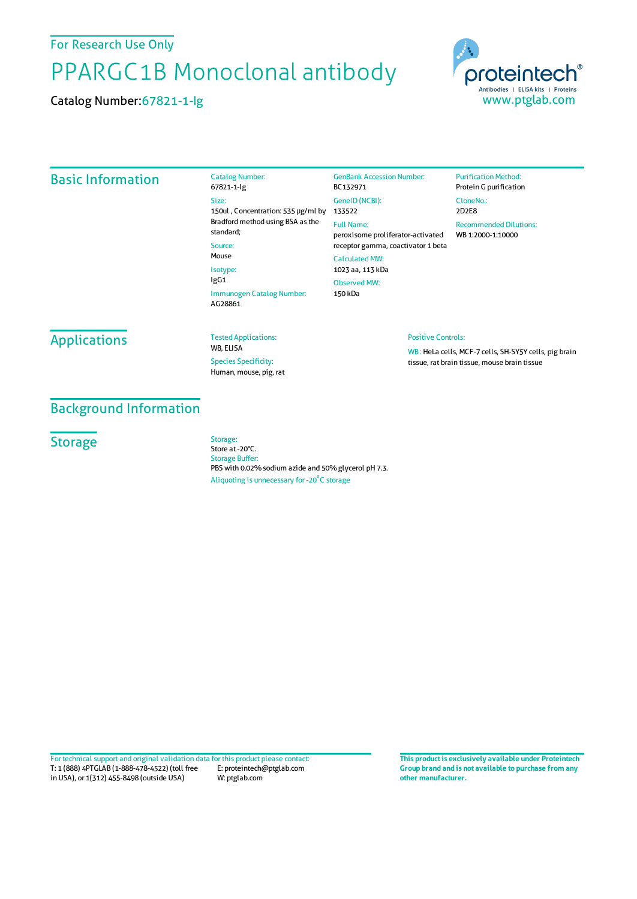For Research Use Only

# PPARGC1B Monoclonal antibody

Catalog Number: 67821-1-Ig

proteintech®
Antibodies | ELISA kits | Proteins
www.ptglab.com

## Basic Information

**Catalog Number:**
67821-1-Ig

**Size:**
150ul , Concentration: 535 μg/ml by Bradford method using BSA as the standard;

**Source:**
Mouse

**Isotype:**
IgG1

**Immunogen Catalog Number:**
AG28861

**GenBank Accession Number:**
BC132971

**GeneID (NCBI):**
133522

**Full Name:**
peroxisome proliferator-activated receptor gamma, coactivator 1 beta

**Calculated MW:**
1023 aa, 113 kDa

**Observed MW:**
150 kDa

**Purification Method:**
Protein G purification

**CloneNo.:**
2D2E8

**Recommended Dilutions:**
WB 1:2000-1:10000

## Applications

**Tested Applications:**
WB, ELISA

**Species Specificity:**
Human, mouse, pig, rat

**Positive Controls:**

WB : HeLa cells, MCF-7 cells, SH-SY5Y cells, pig brain tissue, rat brain tissue, mouse brain tissue

## Background Information

## Storage

**Storage:**
Store at -20°C.
**Storage Buffer:**
PBS with 0.02% sodium azide and 50% glycerol pH 7.3.
Aliquoting is unnecessary for -20°C storage

For technical support and original validation data for this product please contact:
T: 1 (888) 4PTGLAB (1-888-478-4522) (toll free in USA), or 1(312) 455-8498 (outside USA)
E: proteintech@ptglab.com
W: ptglab.com

**This product is exclusively available under Proteintech Group brand and is not available to purchase from any other manufacturer.**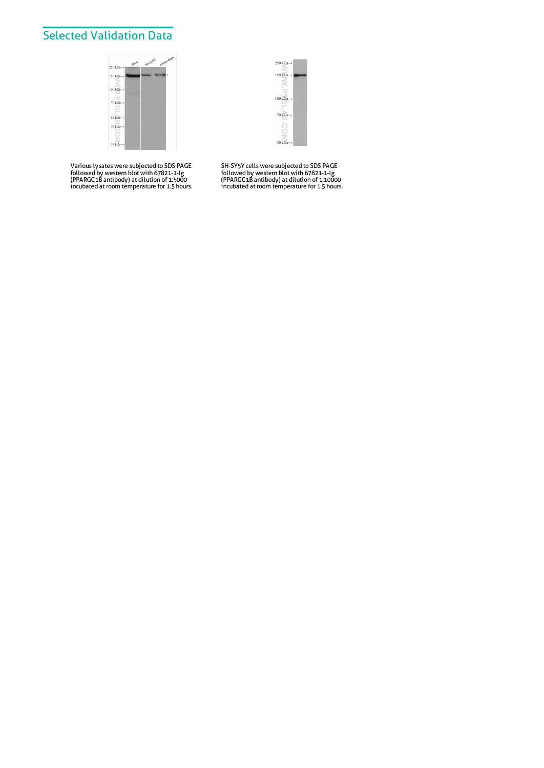## Selected Validation Data

250 kDa→
150 kDa→
100 kDa→
70 kDa→
50 kDa→
40 kDa→
30 kDa→
HeLa
SH-SY5Y
mouse brain
←

Various lysates were subjected to SDS PAGE followed by western blot with 67821-1-Ig (PPARGC1B antibody) at dilution of 1:5000 incubated at room temperature for 1.5 hours.

250 kDa→
150 kDa→
100 kDa→
70 kDa→
50 kDa→

SH-SY5Y cells were subjected to SDS PAGE followed by western blot with 67821-1-Ig (PPARGC1B antibody) at dilution of 1:10000 incubated at room temperature for 1.5 hours.